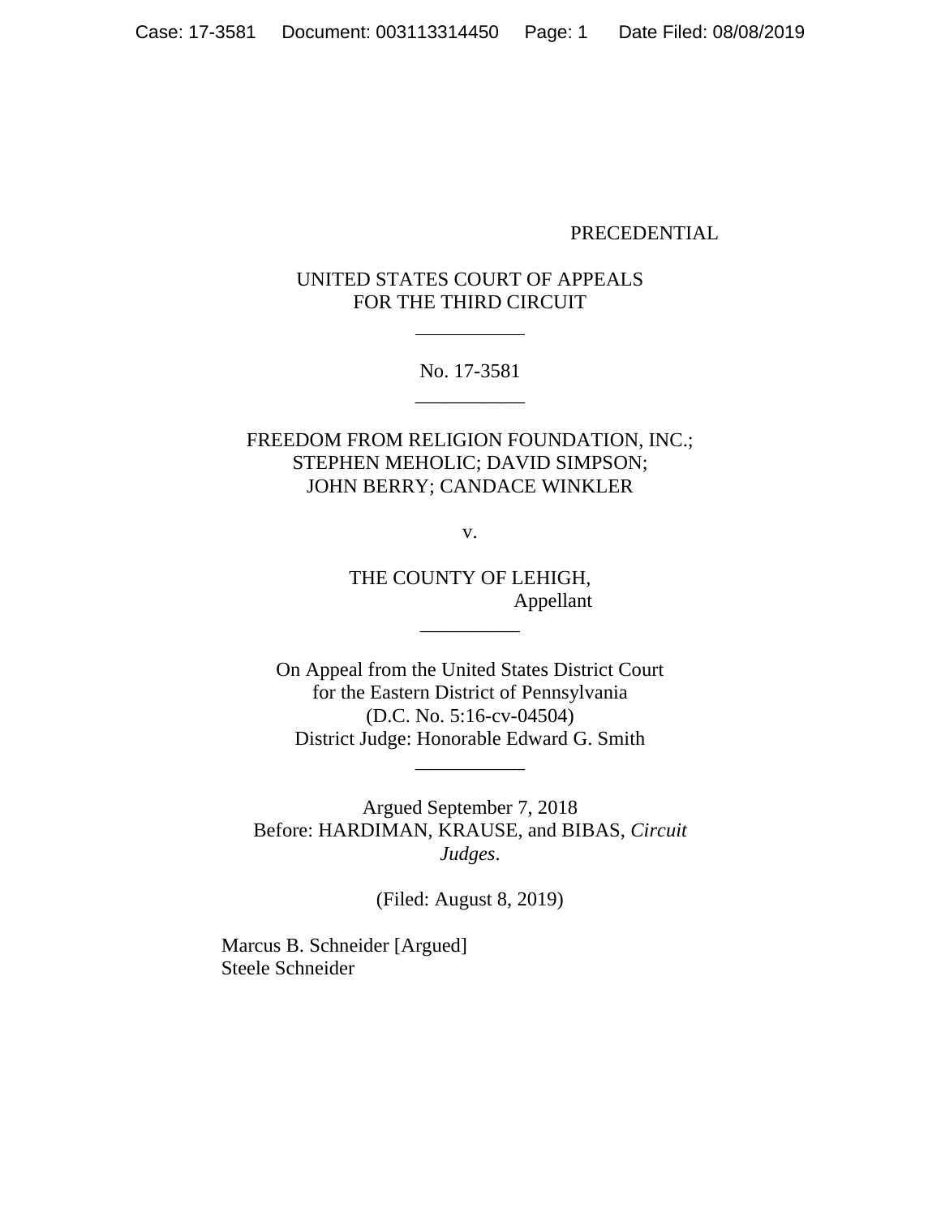PRECEDENTIAL

UNITED STATES COURT OF APPEALS
FOR THE THIRD CIRCUIT

\_\_\_\_\_\_\_\_\_\_\_

No. 17-3581

\_\_\_\_\_\_\_\_\_\_\_

FREEDOM FROM RELIGION FOUNDATION, INC.;
STEPHEN MEHOLIC; DAVID SIMPSON;
JOHN BERRY; CANDACE WINKLER

v.

THE COUNTY OF LEHIGH,
Appellant

\_\_\_\_\_\_\_\_\_\_

On Appeal from the United States District Court
for the Eastern District of Pennsylvania
(D.C. No. 5:16-cv-04504)
District Judge: Honorable Edward G. Smith

\_\_\_\_\_\_\_\_\_\_\_

Argued September 7, 2018
Before: HARDIMAN, KRAUSE, and BIBAS, *Circuit Judges*.

(Filed: August 8, 2019)

Marcus B. Schneider [Argued]
Steele Schneider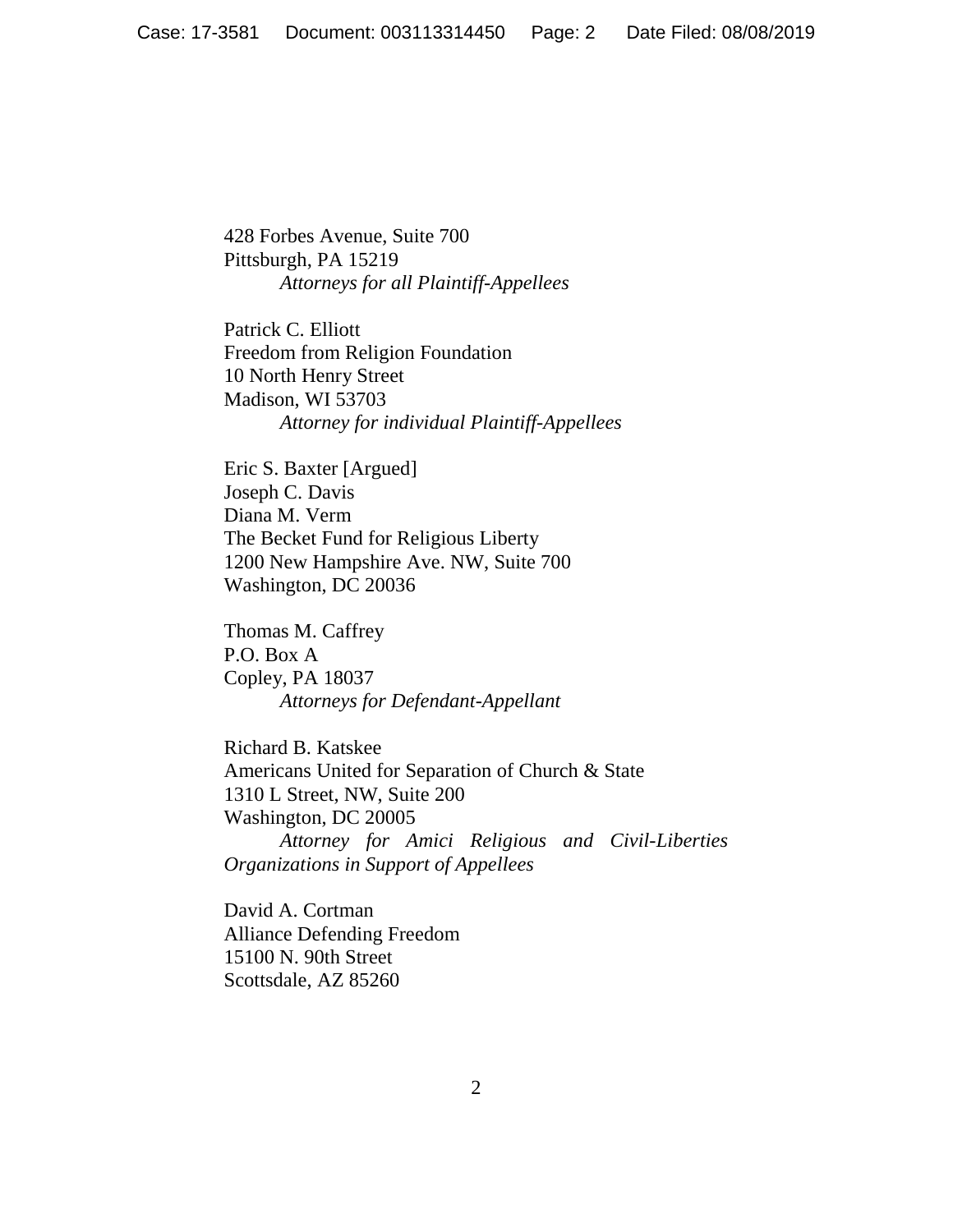428 Forbes Avenue, Suite 700
Pittsburgh, PA 15219
*Attorneys for all Plaintiff-Appellees*

Patrick C. Elliott
Freedom from Religion Foundation
10 North Henry Street
Madison, WI 53703
*Attorney for individual Plaintiff-Appellees*

Eric S. Baxter [Argued]
Joseph C. Davis
Diana M. Verm
The Becket Fund for Religious Liberty
1200 New Hampshire Ave. NW, Suite 700
Washington, DC 20036

Thomas M. Caffrey
P.O. Box A
Copley, PA 18037
*Attorneys for Defendant-Appellant*

Richard B. Katskee
Americans United for Separation of Church & State
1310 L Street, NW, Suite 200
Washington, DC 20005
*Attorney for Amici Religious and Civil-Liberties Organizations in Support of Appellees*

David A. Cortman
Alliance Defending Freedom
15100 N. 90th Street
Scottsdale, AZ 85260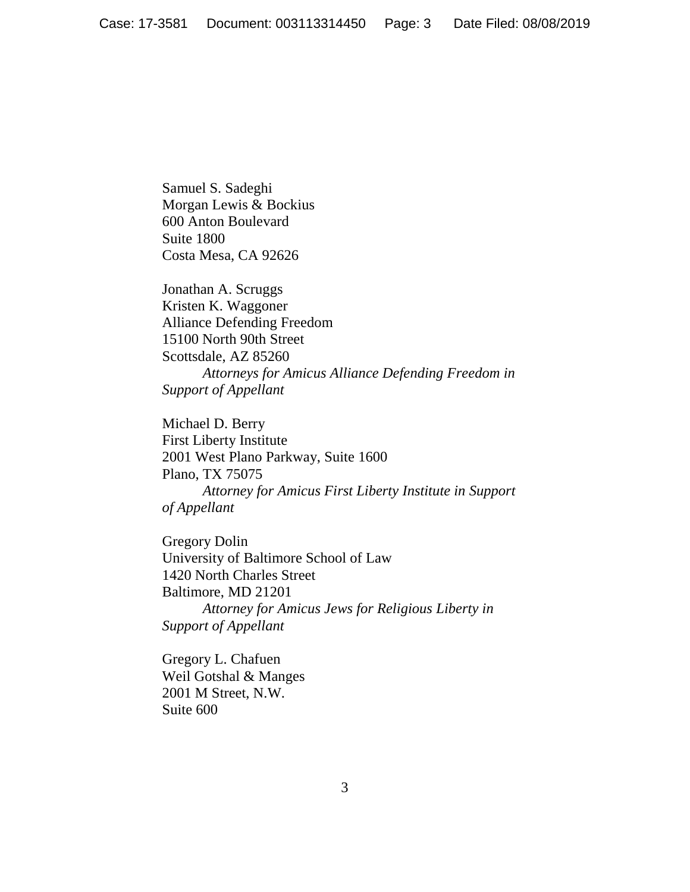Samuel S. Sadeghi
Morgan Lewis & Bockius
600 Anton Boulevard
Suite 1800
Costa Mesa, CA 92626

Jonathan A. Scruggs
Kristen K. Waggoner
Alliance Defending Freedom
15100 North 90th Street
Scottsdale, AZ 85260
*Attorneys for Amicus Alliance Defending Freedom in Support of Appellant*

Michael D. Berry
First Liberty Institute
2001 West Plano Parkway, Suite 1600
Plano, TX 75075
*Attorney for Amicus First Liberty Institute in Support of Appellant*

Gregory Dolin
University of Baltimore School of Law
1420 North Charles Street
Baltimore, MD 21201
*Attorney for Amicus Jews for Religious Liberty in Support of Appellant*

Gregory L. Chafuen
Weil Gotshal & Manges
2001 M Street, N.W.
Suite 600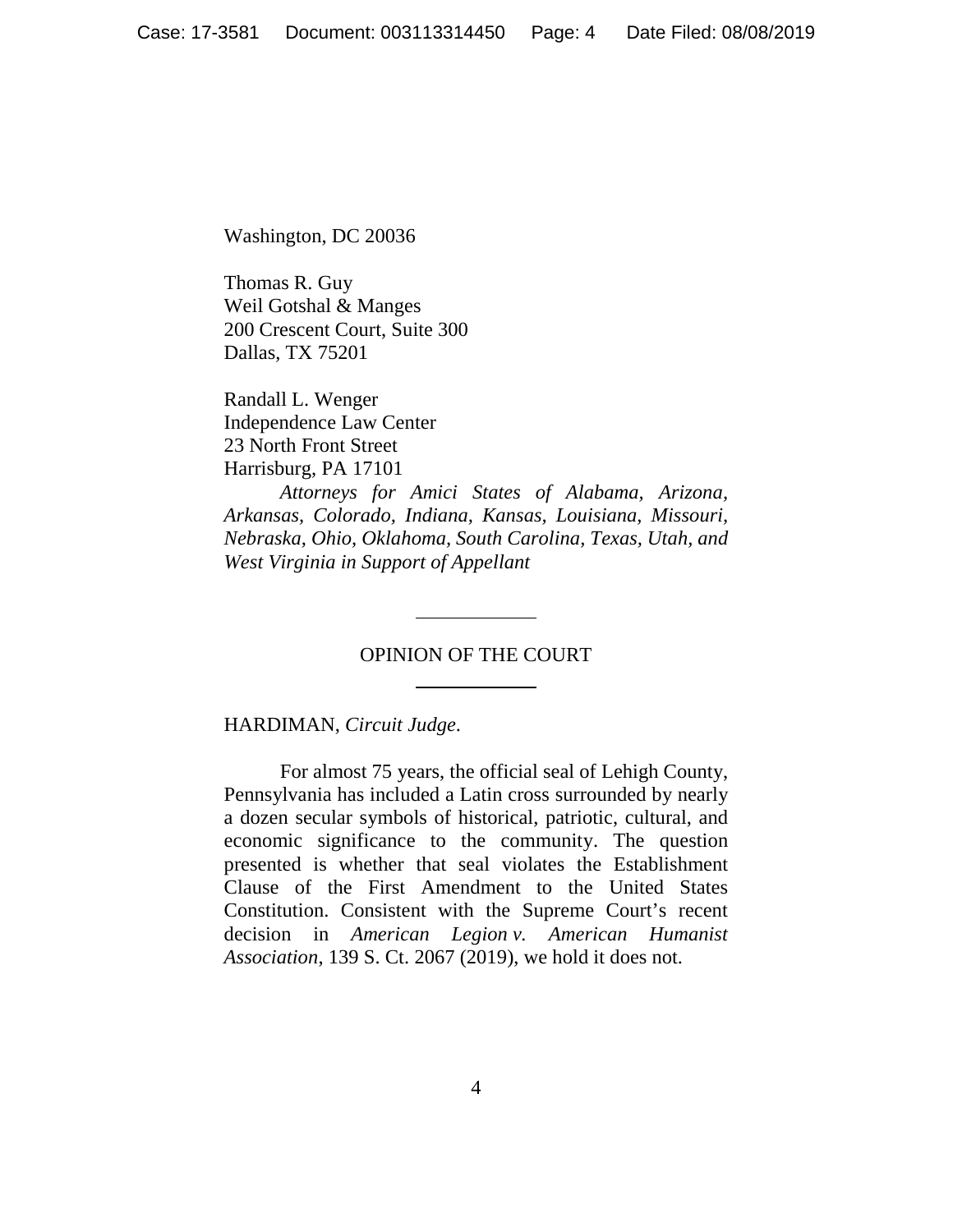Washington, DC 20036

Thomas R. Guy
Weil Gotshal & Manges
200 Crescent Court, Suite 300
Dallas, TX 75201

Randall L. Wenger
Independence Law Center
23 North Front Street
Harrisburg, PA 17101

*Attorneys for Amici States of Alabama, Arizona, Arkansas, Colorado, Indiana, Kansas, Louisiana, Missouri, Nebraska, Ohio, Oklahoma, South Carolina, Texas, Utah, and West Virginia in Support of Appellant*

---

OPINION OF THE COURT

---

HARDIMAN, *Circuit Judge*.

For almost 75 years, the official seal of Lehigh County, Pennsylvania has included a Latin cross surrounded by nearly a dozen secular symbols of historical, patriotic, cultural, and economic significance to the community. The question presented is whether that seal violates the Establishment Clause of the First Amendment to the United States Constitution. Consistent with the Supreme Court's recent decision in *American Legion v. American Humanist Association*, 139 S. Ct. 2067 (2019), we hold it does not.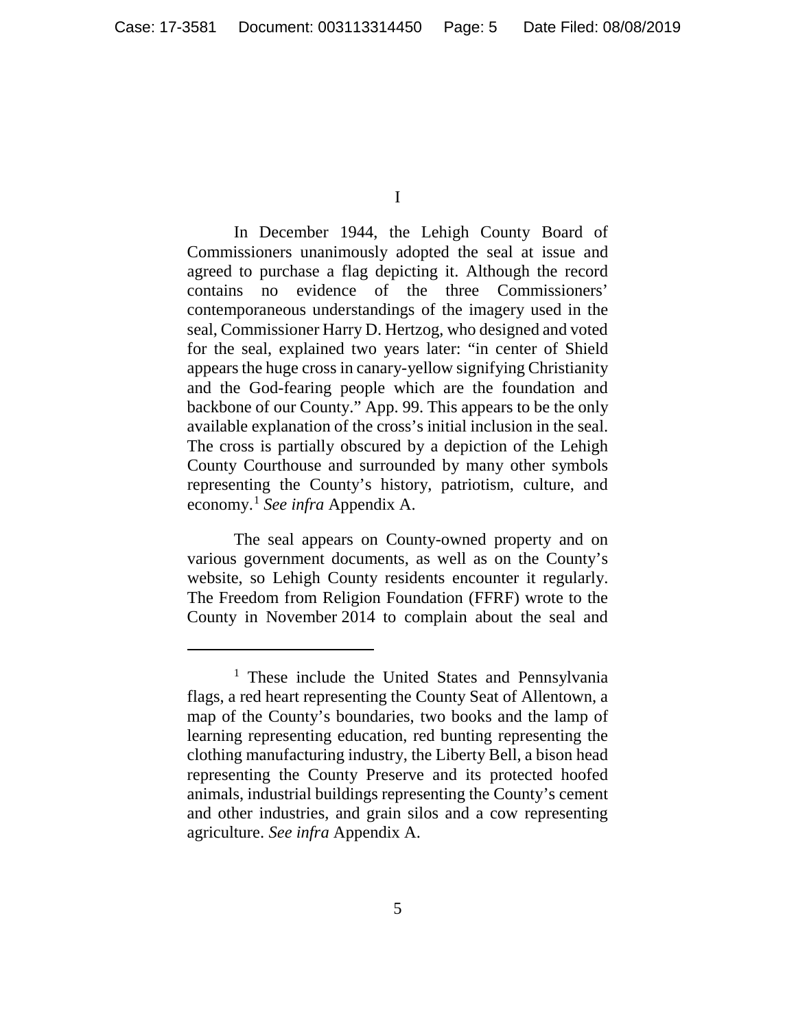# I

In December 1944, the Lehigh County Board of Commissioners unanimously adopted the seal at issue and agreed to purchase a flag depicting it. Although the record contains no evidence of the three Commissioners' contemporaneous understandings of the imagery used in the seal, Commissioner Harry D. Hertzog, who designed and voted for the seal, explained two years later: "in center of Shield appears the huge cross in canary-yellow signifying Christianity and the God-fearing people which are the foundation and backbone of our County." App. 99. This appears to be the only available explanation of the cross's initial inclusion in the seal. The cross is partially obscured by a depiction of the Lehigh County Courthouse and surrounded by many other symbols representing the County's history, patriotism, culture, and economy.[1] *See infra* Appendix A.

The seal appears on County-owned property and on various government documents, as well as on the County's website, so Lehigh County residents encounter it regularly. The Freedom from Religion Foundation (FFRF) wrote to the County in November 2014 to complain about the seal and

---

[1] These include the United States and Pennsylvania flags, a red heart representing the County Seat of Allentown, a map of the County's boundaries, two books and the lamp of learning representing education, red bunting representing the clothing manufacturing industry, the Liberty Bell, a bison head representing the County Preserve and its protected hoofed animals, industrial buildings representing the County's cement and other industries, and grain silos and a cow representing agriculture. *See infra* Appendix A.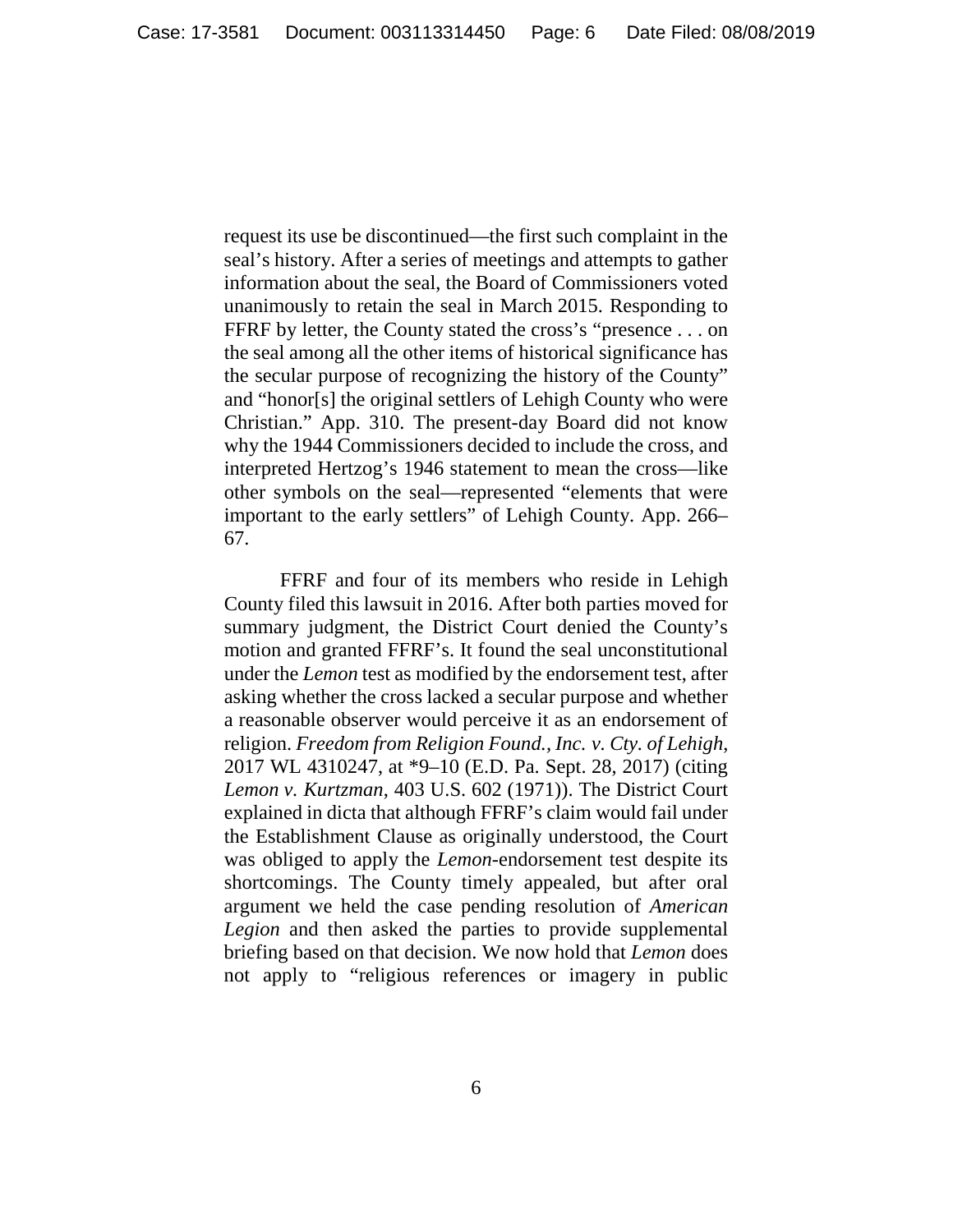request its use be discontinued—the first such complaint in the seal's history. After a series of meetings and attempts to gather information about the seal, the Board of Commissioners voted unanimously to retain the seal in March 2015. Responding to FFRF by letter, the County stated the cross's "presence . . . on the seal among all the other items of historical significance has the secular purpose of recognizing the history of the County" and "honor[s] the original settlers of Lehigh County who were Christian." App. 310. The present-day Board did not know why the 1944 Commissioners decided to include the cross, and interpreted Hertzog's 1946 statement to mean the cross—like other symbols on the seal—represented "elements that were important to the early settlers" of Lehigh County. App. 266–67.

FFRF and four of its members who reside in Lehigh County filed this lawsuit in 2016. After both parties moved for summary judgment, the District Court denied the County's motion and granted FFRF's. It found the seal unconstitutional under the *Lemon* test as modified by the endorsement test, after asking whether the cross lacked a secular purpose and whether a reasonable observer would perceive it as an endorsement of religion. *Freedom from Religion Found., Inc. v. Cty. of Lehigh*, 2017 WL 4310247, at *9–10 (E.D. Pa. Sept. 28, 2017) (citing *Lemon v. Kurtzman*, 403 U.S. 602 (1971)). The District Court explained in dicta that although FFRF's claim would fail under the Establishment Clause as originally understood, the Court was obliged to apply the *Lemon*-endorsement test despite its shortcomings. The County timely appealed, but after oral argument we held the case pending resolution of *American Legion* and then asked the parties to provide supplemental briefing based on that decision. We now hold that *Lemon* does not apply to "religious references or imagery in public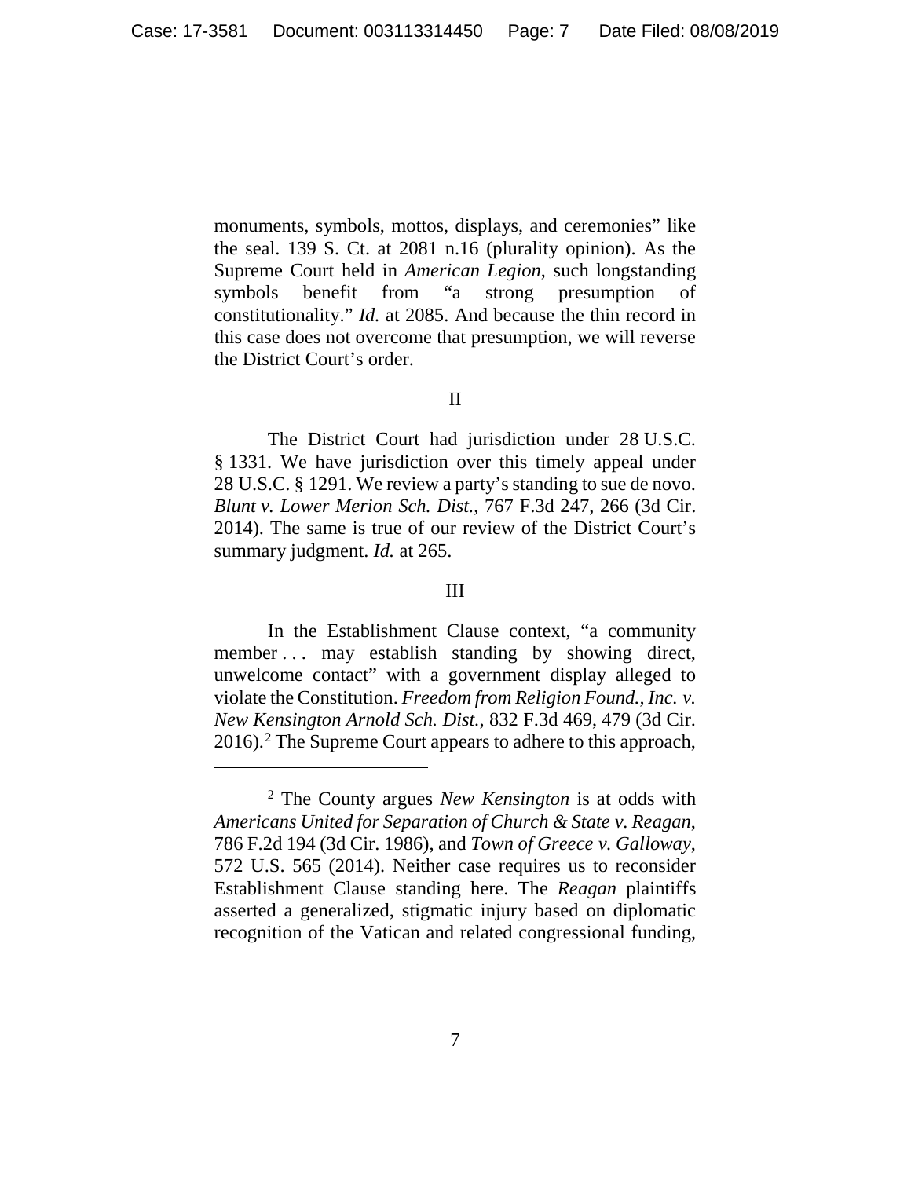monuments, symbols, mottos, displays, and ceremonies" like the seal. 139 S. Ct. at 2081 n.16 (plurality opinion). As the Supreme Court held in *American Legion*, such longstanding symbols benefit from "a strong presumption of constitutionality." *Id.* at 2085. And because the thin record in this case does not overcome that presumption, we will reverse the District Court's order.

## II

The District Court had jurisdiction under 28 U.S.C. § 1331. We have jurisdiction over this timely appeal under 28 U.S.C. § 1291. We review a party's standing to sue de novo. *Blunt v. Lower Merion Sch. Dist.*, 767 F.3d 247, 266 (3d Cir. 2014). The same is true of our review of the District Court's summary judgment. *Id.* at 265.

## III

In the Establishment Clause context, "a community member . . . may establish standing by showing direct, unwelcome contact" with a government display alleged to violate the Constitution. *Freedom from Religion Found., Inc. v. New Kensington Arnold Sch. Dist.*, 832 F.3d 469, 479 (3d Cir. 2016).[2] The Supreme Court appears to adhere to this approach,

---

[2] The County argues *New Kensington* is at odds with *Americans United for Separation of Church & State v. Reagan*, 786 F.2d 194 (3d Cir. 1986), and *Town of Greece v. Galloway*, 572 U.S. 565 (2014). Neither case requires us to reconsider Establishment Clause standing here. The *Reagan* plaintiffs asserted a generalized, stigmatic injury based on diplomatic recognition of the Vatican and related congressional funding,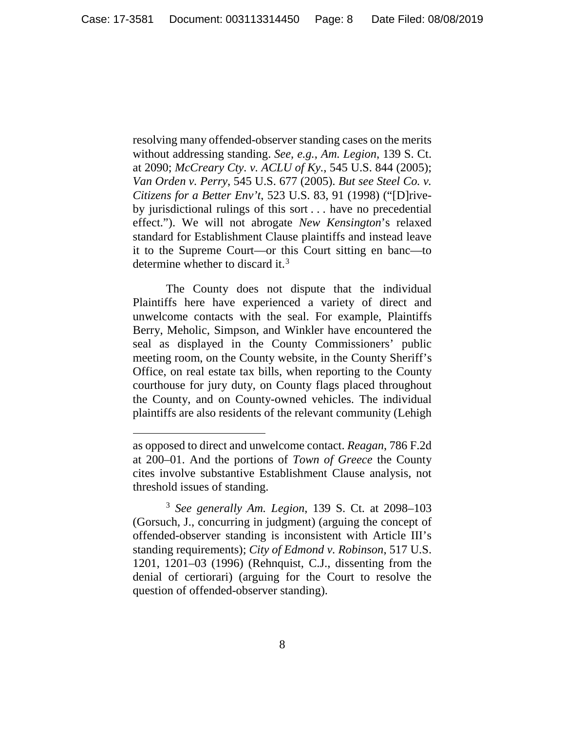resolving many offended-observer standing cases on the merits without addressing standing. *See, e.g.*, *Am. Legion*, 139 S. Ct. at 2090; *McCreary Cty. v. ACLU of Ky.*, 545 U.S. 844 (2005); *Van Orden v. Perry*, 545 U.S. 677 (2005). *But see Steel Co. v. Citizens for a Better Env't*, 523 U.S. 83, 91 (1998) ("[D]rive-by jurisdictional rulings of this sort . . . have no precedential effect."). We will not abrogate *New Kensington*'s relaxed standard for Establishment Clause plaintiffs and instead leave it to the Supreme Court—or this Court sitting en banc—to determine whether to discard it.[3]

The County does not dispute that the individual Plaintiffs here have experienced a variety of direct and unwelcome contacts with the seal. For example, Plaintiffs Berry, Meholic, Simpson, and Winkler have encountered the seal as displayed in the County Commissioners' public meeting room, on the County website, in the County Sheriff's Office, on real estate tax bills, when reporting to the County courthouse for jury duty, on County flags placed throughout the County, and on County-owned vehicles. The individual plaintiffs are also residents of the relevant community (Lehigh

---

as opposed to direct and unwelcome contact. *Reagan*, 786 F.2d at 200–01. And the portions of *Town of Greece* the County cites involve substantive Establishment Clause analysis, not threshold issues of standing.

[3] *See generally Am. Legion*, 139 S. Ct. at 2098–103 (Gorsuch, J., concurring in judgment) (arguing the concept of offended-observer standing is inconsistent with Article III's standing requirements); *City of Edmond v. Robinson*, 517 U.S. 1201, 1201–03 (1996) (Rehnquist, C.J., dissenting from the denial of certiorari) (arguing for the Court to resolve the question of offended-observer standing).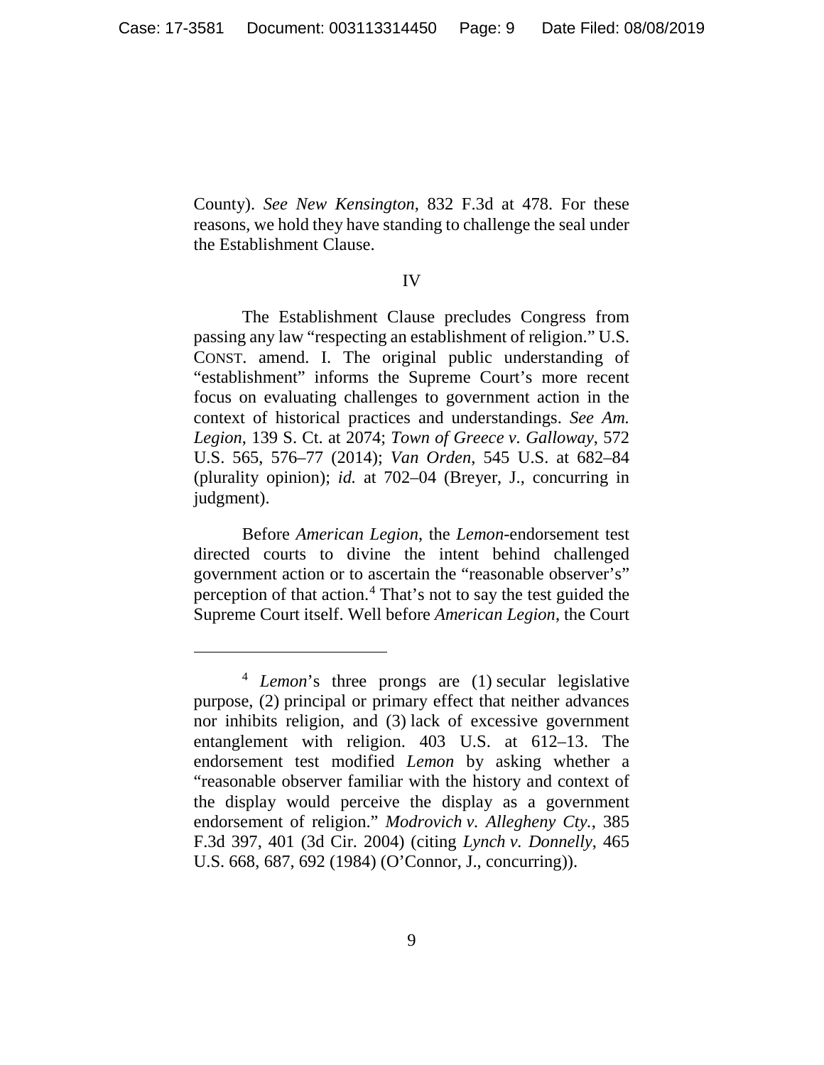County). *See New Kensington*, 832 F.3d at 478. For these reasons, we hold they have standing to challenge the seal under the Establishment Clause.

IV

The Establishment Clause precludes Congress from passing any law "respecting an establishment of religion." U.S. CONST. amend. I. The original public understanding of "establishment" informs the Supreme Court's more recent focus on evaluating challenges to government action in the context of historical practices and understandings. *See Am. Legion*, 139 S. Ct. at 2074; *Town of Greece v. Galloway*, 572 U.S. 565, 576–77 (2014); *Van Orden*, 545 U.S. at 682–84 (plurality opinion); *id.* at 702–04 (Breyer, J., concurring in judgment).

Before *American Legion*, the *Lemon*-endorsement test directed courts to divine the intent behind challenged government action or to ascertain the "reasonable observer's" perception of that action.[4] That's not to say the test guided the Supreme Court itself. Well before *American Legion*, the Court

---

[4] *Lemon*'s three prongs are (1) secular legislative purpose, (2) principal or primary effect that neither advances nor inhibits religion, and (3) lack of excessive government entanglement with religion. 403 U.S. at 612–13. The endorsement test modified *Lemon* by asking whether a "reasonable observer familiar with the history and context of the display would perceive the display as a government endorsement of religion." *Modrovich v. Allegheny Cty.*, 385 F.3d 397, 401 (3d Cir. 2004) (citing *Lynch v. Donnelly*, 465 U.S. 668, 687, 692 (1984) (O'Connor, J., concurring)).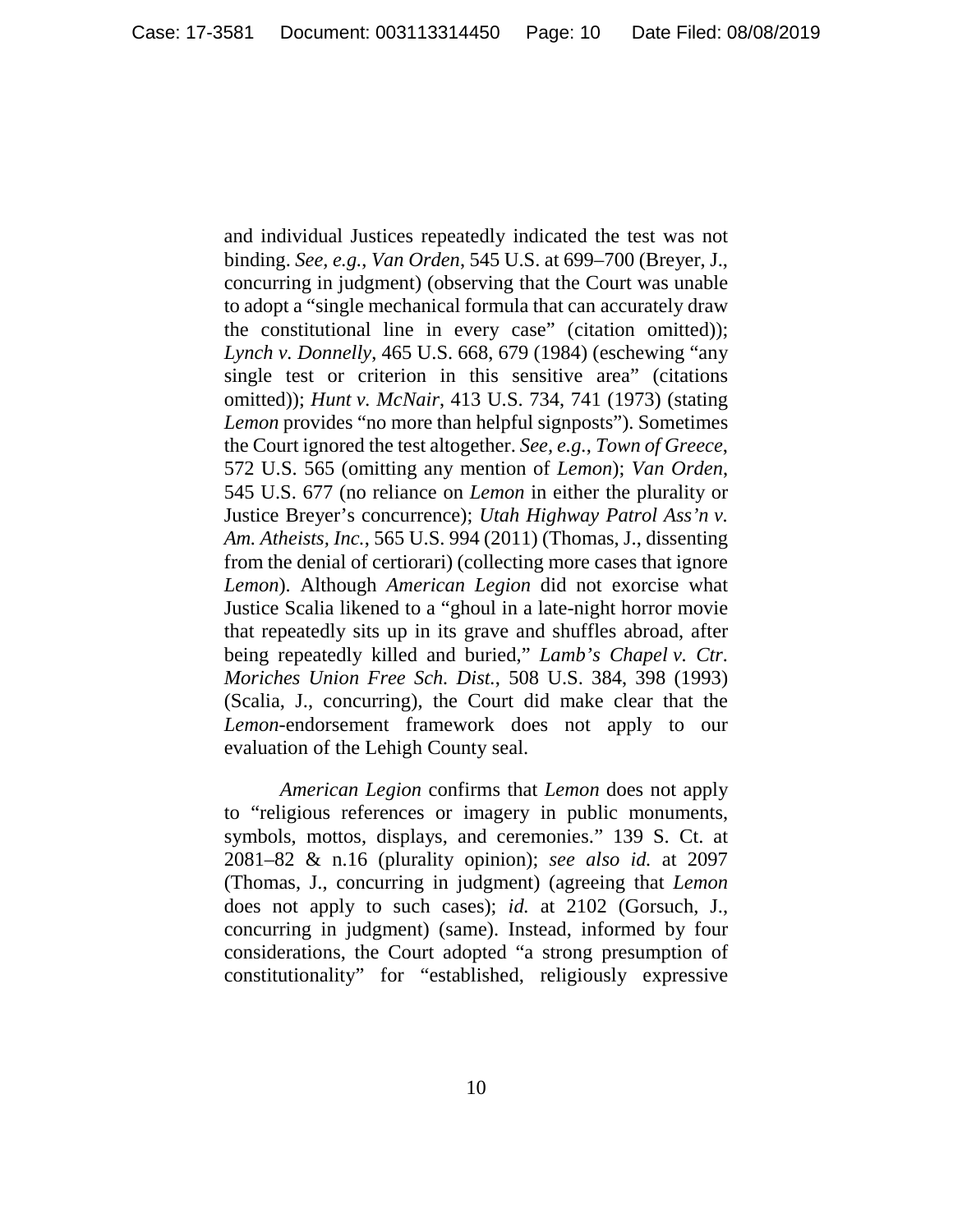and individual Justices repeatedly indicated the test was not binding. *See, e.g.*, *Van Orden*, 545 U.S. at 699–700 (Breyer, J., concurring in judgment) (observing that the Court was unable to adopt a "single mechanical formula that can accurately draw the constitutional line in every case" (citation omitted)); *Lynch v. Donnelly*, 465 U.S. 668, 679 (1984) (eschewing "any single test or criterion in this sensitive area" (citations omitted)); *Hunt v. McNair*, 413 U.S. 734, 741 (1973) (stating *Lemon* provides "no more than helpful signposts"). Sometimes the Court ignored the test altogether. *See, e.g.*, *Town of Greece*, 572 U.S. 565 (omitting any mention of *Lemon*); *Van Orden*, 545 U.S. 677 (no reliance on *Lemon* in either the plurality or Justice Breyer's concurrence); *Utah Highway Patrol Ass'n v. Am. Atheists, Inc.*, 565 U.S. 994 (2011) (Thomas, J., dissenting from the denial of certiorari) (collecting more cases that ignore *Lemon*). Although *American Legion* did not exorcise what Justice Scalia likened to a "ghoul in a late-night horror movie that repeatedly sits up in its grave and shuffles abroad, after being repeatedly killed and buried," *Lamb's Chapel v. Ctr. Moriches Union Free Sch. Dist.*, 508 U.S. 384, 398 (1993) (Scalia, J., concurring), the Court did make clear that the *Lemon*-endorsement framework does not apply to our evaluation of the Lehigh County seal.

*American Legion* confirms that *Lemon* does not apply to "religious references or imagery in public monuments, symbols, mottos, displays, and ceremonies." 139 S. Ct. at 2081–82 & n.16 (plurality opinion); *see also id.* at 2097 (Thomas, J., concurring in judgment) (agreeing that *Lemon* does not apply to such cases); *id.* at 2102 (Gorsuch, J., concurring in judgment) (same). Instead, informed by four considerations, the Court adopted "a strong presumption of constitutionality" for "established, religiously expressive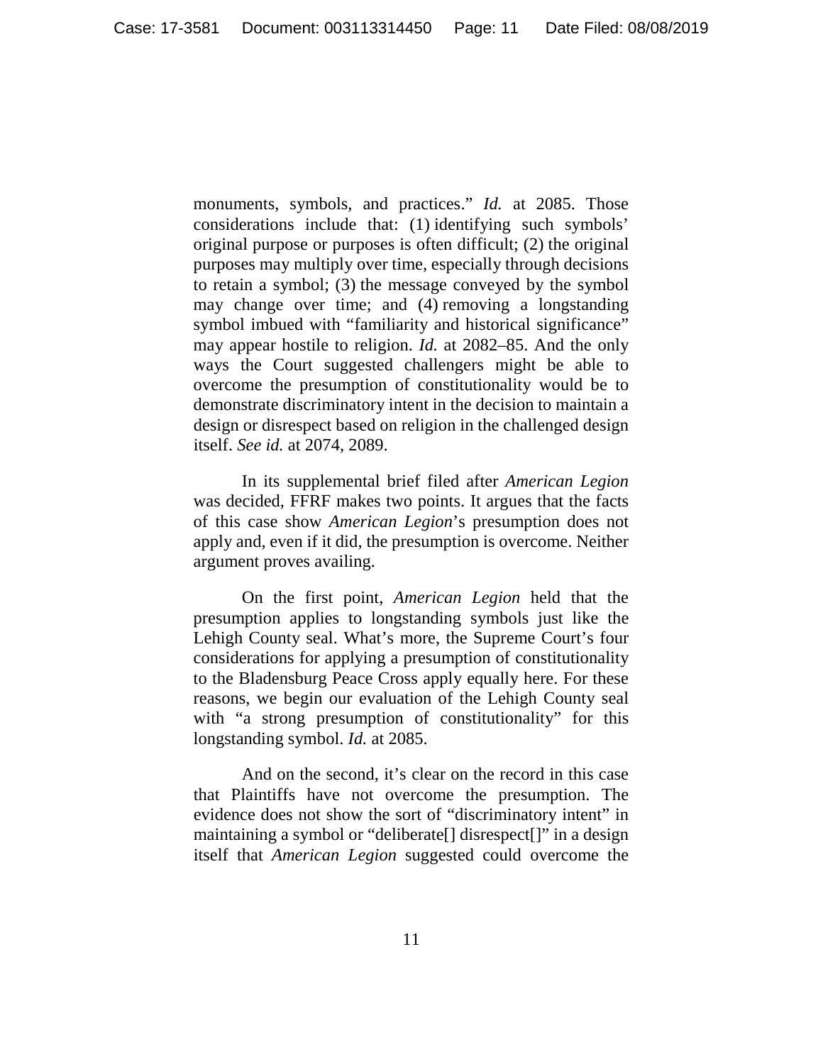monuments, symbols, and practices." *Id.* at 2085. Those considerations include that: (1) identifying such symbols' original purpose or purposes is often difficult; (2) the original purposes may multiply over time, especially through decisions to retain a symbol; (3) the message conveyed by the symbol may change over time; and (4) removing a longstanding symbol imbued with "familiarity and historical significance" may appear hostile to religion. *Id.* at 2082–85. And the only ways the Court suggested challengers might be able to overcome the presumption of constitutionality would be to demonstrate discriminatory intent in the decision to maintain a design or disrespect based on religion in the challenged design itself. *See id.* at 2074, 2089.

In its supplemental brief filed after *American Legion* was decided, FFRF makes two points. It argues that the facts of this case show *American Legion*'s presumption does not apply and, even if it did, the presumption is overcome. Neither argument proves availing.

On the first point, *American Legion* held that the presumption applies to longstanding symbols just like the Lehigh County seal. What's more, the Supreme Court's four considerations for applying a presumption of constitutionality to the Bladensburg Peace Cross apply equally here. For these reasons, we begin our evaluation of the Lehigh County seal with "a strong presumption of constitutionality" for this longstanding symbol. *Id.* at 2085.

And on the second, it's clear on the record in this case that Plaintiffs have not overcome the presumption. The evidence does not show the sort of "discriminatory intent" in maintaining a symbol or "deliberate[] disrespect[]" in a design itself that *American Legion* suggested could overcome the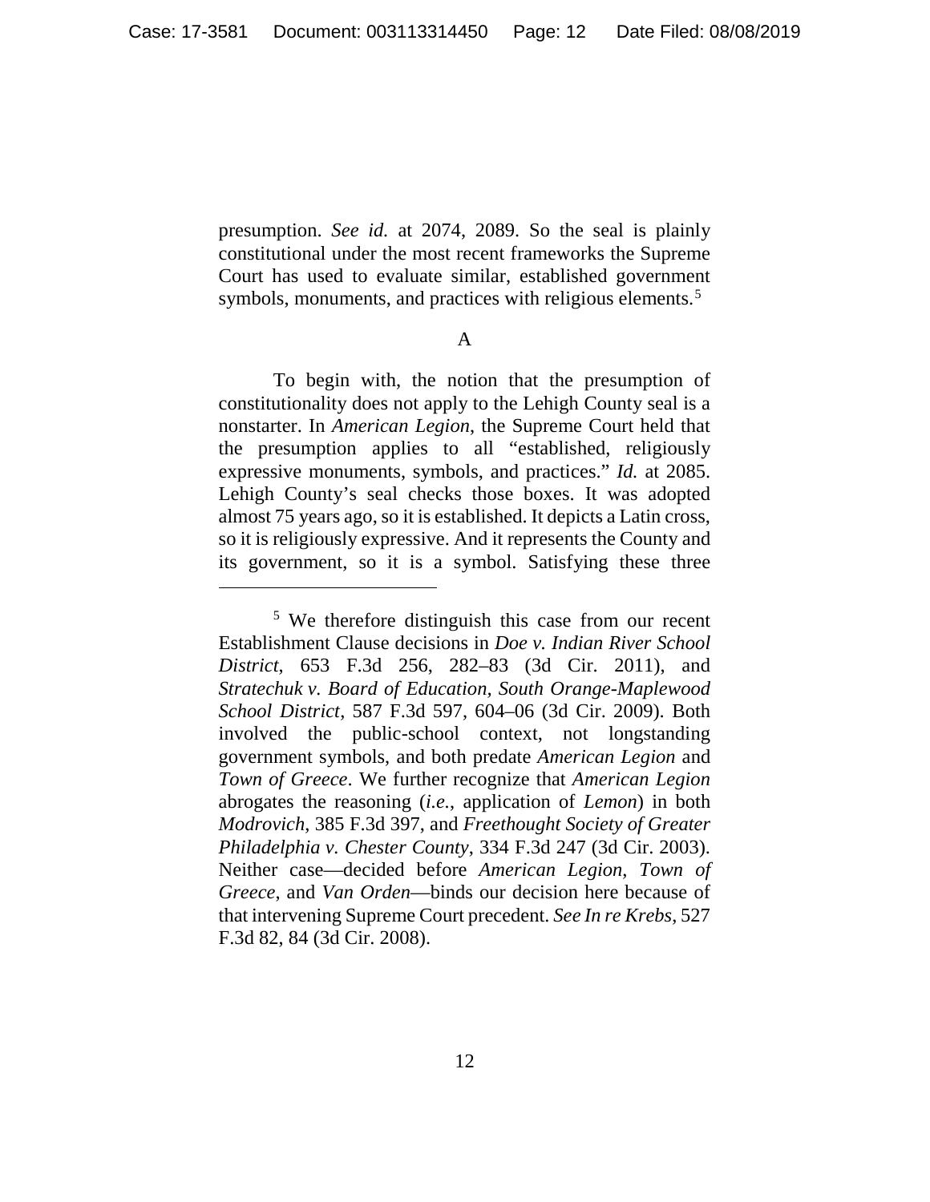presumption. *See id.* at 2074, 2089. So the seal is plainly constitutional under the most recent frameworks the Supreme Court has used to evaluate similar, established government symbols, monuments, and practices with religious elements.[5]

## A

To begin with, the notion that the presumption of constitutionality does not apply to the Lehigh County seal is a nonstarter. In *American Legion*, the Supreme Court held that the presumption applies to all "established, religiously expressive monuments, symbols, and practices." *Id.* at 2085. Lehigh County's seal checks those boxes. It was adopted almost 75 years ago, so it is established. It depicts a Latin cross, so it is religiously expressive. And it represents the County and its government, so it is a symbol. Satisfying these three

---

[5] We therefore distinguish this case from our recent Establishment Clause decisions in *Doe v. Indian River School District*, 653 F.3d 256, 282–83 (3d Cir. 2011), and *Stratechuk v. Board of Education, South Orange-Maplewood School District*, 587 F.3d 597, 604–06 (3d Cir. 2009). Both involved the public-school context, not longstanding government symbols, and both predate *American Legion* and *Town of Greece*. We further recognize that *American Legion* abrogates the reasoning (*i.e.*, application of *Lemon*) in both *Modrovich*, 385 F.3d 397, and *Freethought Society of Greater Philadelphia v. Chester County*, 334 F.3d 247 (3d Cir. 2003). Neither case—decided before *American Legion*, *Town of Greece*, and *Van Orden*—binds our decision here because of that intervening Supreme Court precedent. *See In re Krebs*, 527 F.3d 82, 84 (3d Cir. 2008).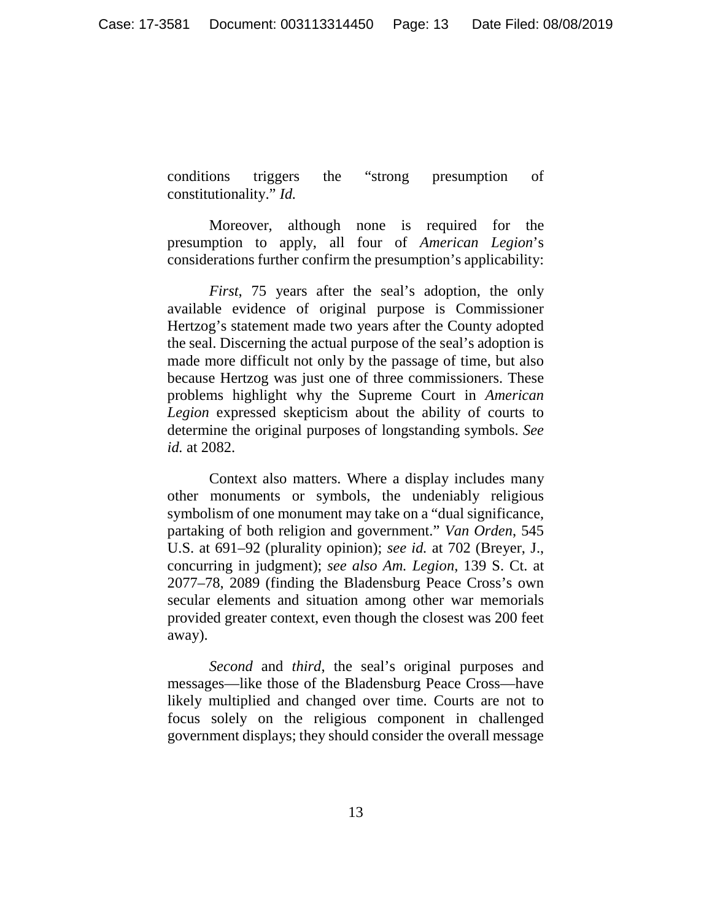conditions triggers the "strong presumption of constitutionality." *Id.*

Moreover, although none is required for the presumption to apply, all four of *American Legion*'s considerations further confirm the presumption's applicability:

*First*, 75 years after the seal's adoption, the only available evidence of original purpose is Commissioner Hertzog's statement made two years after the County adopted the seal. Discerning the actual purpose of the seal's adoption is made more difficult not only by the passage of time, but also because Hertzog was just one of three commissioners. These problems highlight why the Supreme Court in *American Legion* expressed skepticism about the ability of courts to determine the original purposes of longstanding symbols. *See id.* at 2082.

Context also matters. Where a display includes many other monuments or symbols, the undeniably religious symbolism of one monument may take on a "dual significance, partaking of both religion and government." *Van Orden*, 545 U.S. at 691–92 (plurality opinion); *see id.* at 702 (Breyer, J., concurring in judgment); *see also Am. Legion*, 139 S. Ct. at 2077–78, 2089 (finding the Bladensburg Peace Cross's own secular elements and situation among other war memorials provided greater context, even though the closest was 200 feet away).

*Second* and *third*, the seal's original purposes and messages—like those of the Bladensburg Peace Cross—have likely multiplied and changed over time. Courts are not to focus solely on the religious component in challenged government displays; they should consider the overall message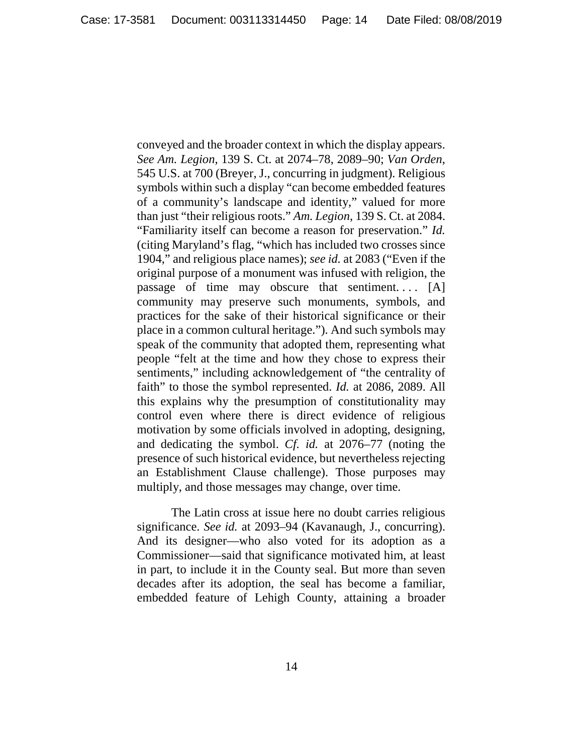conveyed and the broader context in which the display appears. *See Am. Legion*, 139 S. Ct. at 2074–78, 2089–90; *Van Orden*, 545 U.S. at 700 (Breyer, J., concurring in judgment). Religious symbols within such a display "can become embedded features of a community's landscape and identity," valued for more than just "their religious roots." *Am. Legion*, 139 S. Ct. at 2084. "Familiarity itself can become a reason for preservation." *Id.* (citing Maryland's flag, "which has included two crosses since 1904," and religious place names); *see id.* at 2083 ("Even if the original purpose of a monument was infused with religion, the passage of time may obscure that sentiment. . . . [A] community may preserve such monuments, symbols, and practices for the sake of their historical significance or their place in a common cultural heritage."). And such symbols may speak of the community that adopted them, representing what people "felt at the time and how they chose to express their sentiments," including acknowledgement of "the centrality of faith" to those the symbol represented. *Id.* at 2086, 2089. All this explains why the presumption of constitutionality may control even where there is direct evidence of religious motivation by some officials involved in adopting, designing, and dedicating the symbol. *Cf. id.* at 2076–77 (noting the presence of such historical evidence, but nevertheless rejecting an Establishment Clause challenge). Those purposes may multiply, and those messages may change, over time.

The Latin cross at issue here no doubt carries religious significance. *See id.* at 2093–94 (Kavanaugh, J., concurring). And its designer—who also voted for its adoption as a Commissioner—said that significance motivated him, at least in part, to include it in the County seal. But more than seven decades after its adoption, the seal has become a familiar, embedded feature of Lehigh County, attaining a broader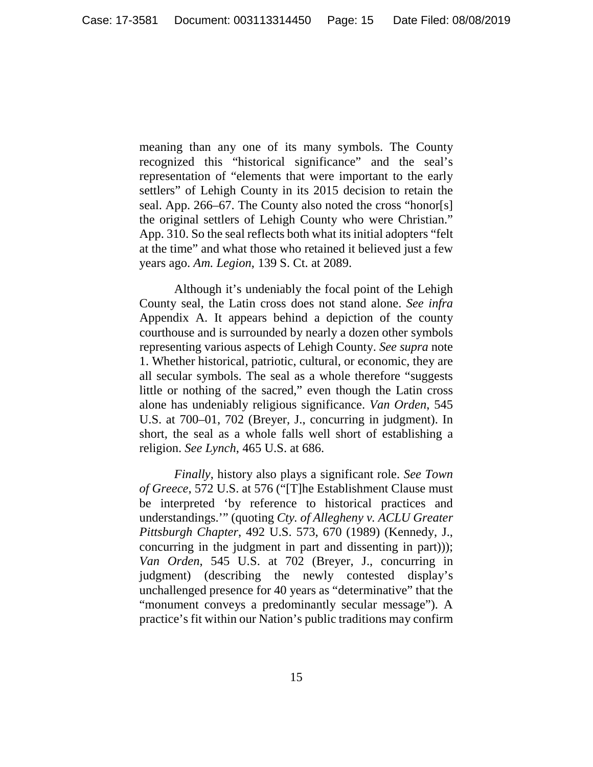meaning than any one of its many symbols. The County recognized this "historical significance" and the seal's representation of "elements that were important to the early settlers" of Lehigh County in its 2015 decision to retain the seal. App. 266–67. The County also noted the cross "honor[s] the original settlers of Lehigh County who were Christian." App. 310. So the seal reflects both what its initial adopters "felt at the time" and what those who retained it believed just a few years ago. *Am. Legion*, 139 S. Ct. at 2089.

Although it's undeniably the focal point of the Lehigh County seal, the Latin cross does not stand alone. *See infra* Appendix A. It appears behind a depiction of the county courthouse and is surrounded by nearly a dozen other symbols representing various aspects of Lehigh County. *See supra* note 1. Whether historical, patriotic, cultural, or economic, they are all secular symbols. The seal as a whole therefore "suggests little or nothing of the sacred," even though the Latin cross alone has undeniably religious significance. *Van Orden*, 545 U.S. at 700–01, 702 (Breyer, J., concurring in judgment). In short, the seal as a whole falls well short of establishing a religion. *See Lynch*, 465 U.S. at 686.

*Finally*, history also plays a significant role. *See Town of Greece*, 572 U.S. at 576 ("[T]he Establishment Clause must be interpreted 'by reference to historical practices and understandings.'" (quoting *Cty. of Allegheny v. ACLU Greater Pittsburgh Chapter*, 492 U.S. 573, 670 (1989) (Kennedy, J., concurring in the judgment in part and dissenting in part))); *Van Orden*, 545 U.S. at 702 (Breyer, J., concurring in judgment) (describing the newly contested display's unchallenged presence for 40 years as "determinative" that the "monument conveys a predominantly secular message"). A practice's fit within our Nation's public traditions may confirm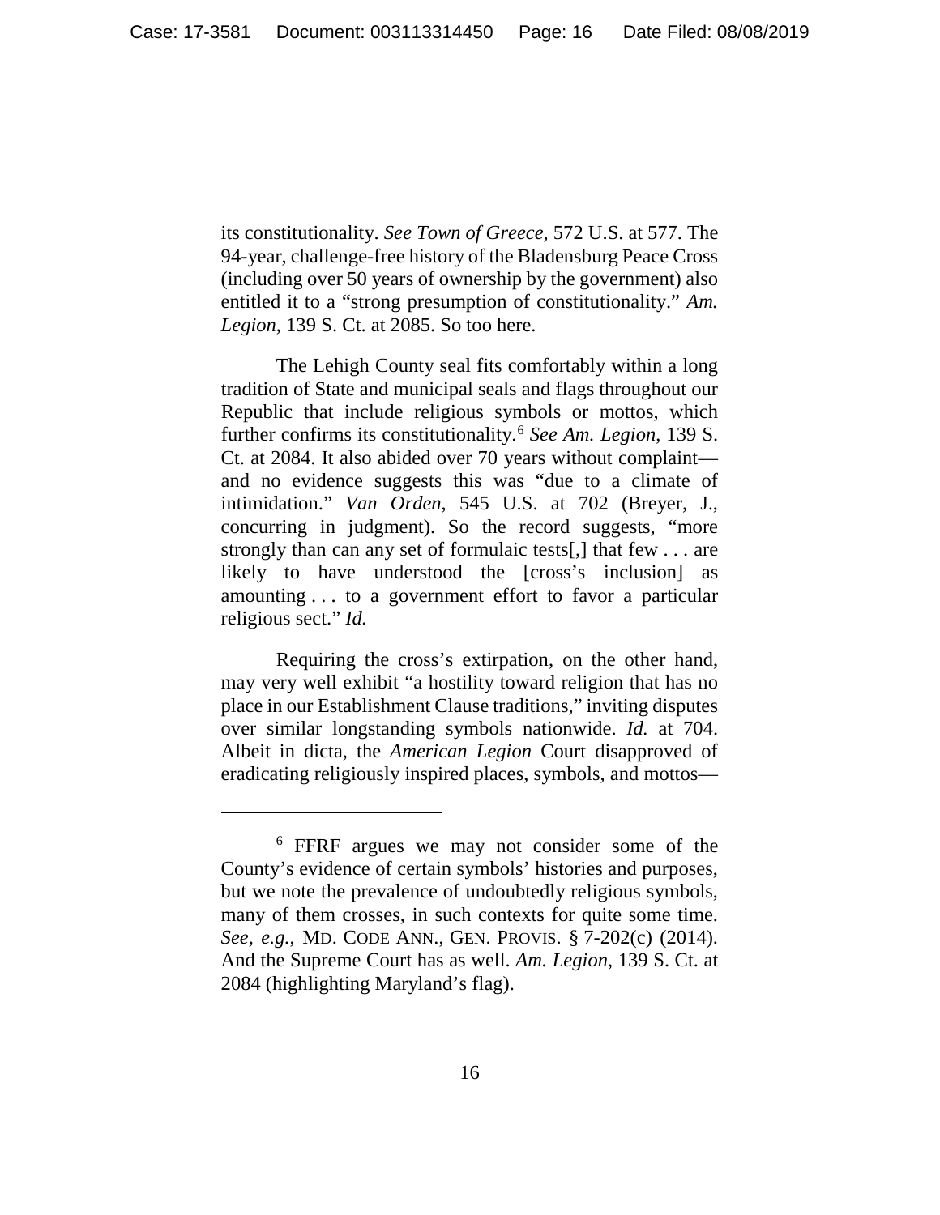its constitutionality. *See Town of Greece*, 572 U.S. at 577. The 94-year, challenge-free history of the Bladensburg Peace Cross (including over 50 years of ownership by the government) also entitled it to a "strong presumption of constitutionality." *Am. Legion*, 139 S. Ct. at 2085. So too here.

The Lehigh County seal fits comfortably within a long tradition of State and municipal seals and flags throughout our Republic that include religious symbols or mottos, which further confirms its constitutionality.[6] *See Am. Legion*, 139 S. Ct. at 2084. It also abided over 70 years without complaint—and no evidence suggests this was "due to a climate of intimidation." *Van Orden*, 545 U.S. at 702 (Breyer, J., concurring in judgment). So the record suggests, "more strongly than can any set of formulaic tests[,] that few . . . are likely to have understood the [cross's inclusion] as amounting . . . to a government effort to favor a particular religious sect." *Id.*

Requiring the cross's extirpation, on the other hand, may very well exhibit "a hostility toward religion that has no place in our Establishment Clause traditions," inviting disputes over similar longstanding symbols nationwide. *Id.* at 704. Albeit in dicta, the *American Legion* Court disapproved of eradicating religiously inspired places, symbols, and mottos—

---

[6] FFRF argues we may not consider some of the County's evidence of certain symbols' histories and purposes, but we note the prevalence of undoubtedly religious symbols, many of them crosses, in such contexts for quite some time. *See, e.g.*, MD. CODE ANN., GEN. PROVIS. § 7-202(c) (2014). And the Supreme Court has as well. *Am. Legion*, 139 S. Ct. at 2084 (highlighting Maryland's flag).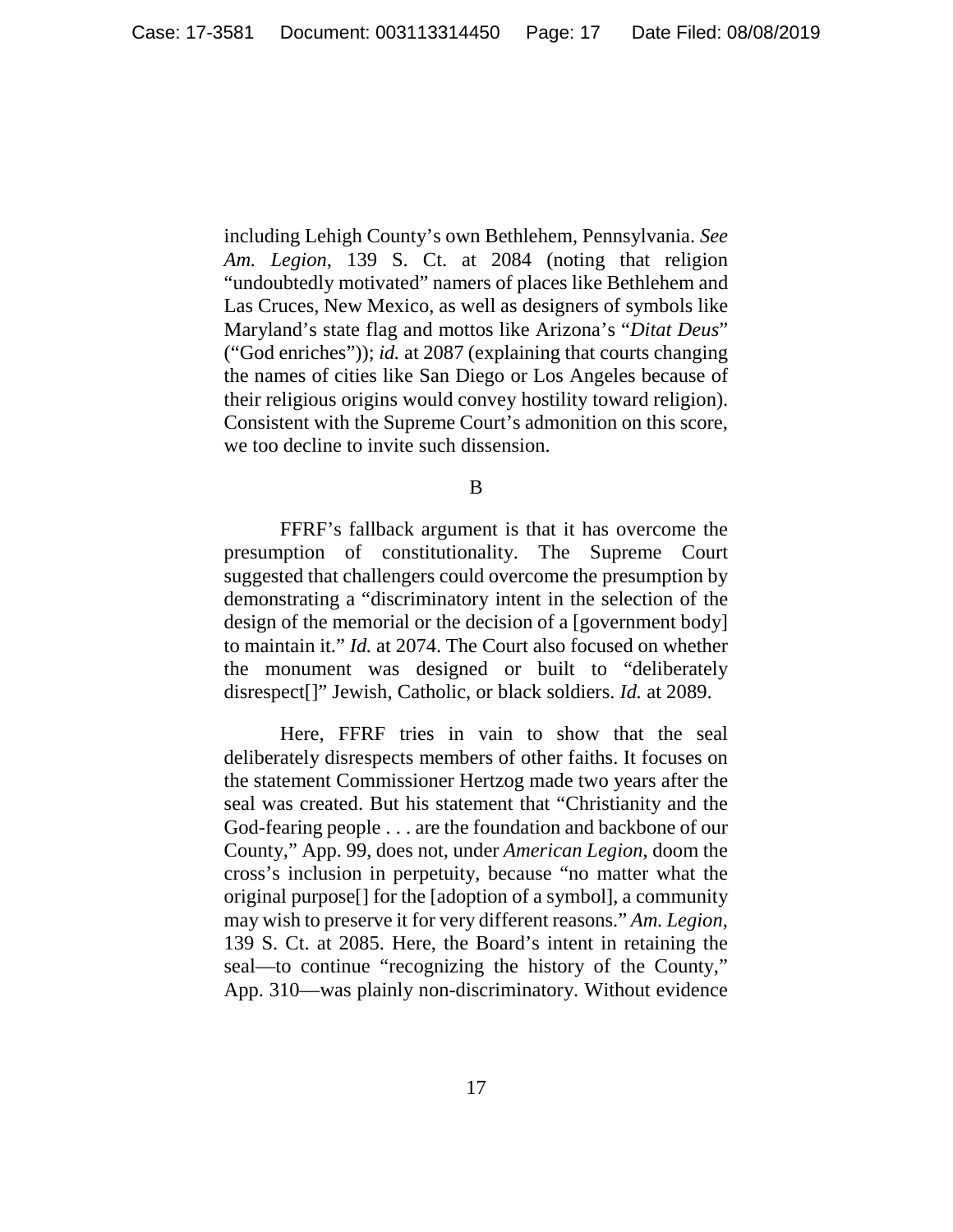including Lehigh County's own Bethlehem, Pennsylvania. *See Am. Legion*, 139 S. Ct. at 2084 (noting that religion "undoubtedly motivated" namers of places like Bethlehem and Las Cruces, New Mexico, as well as designers of symbols like Maryland's state flag and mottos like Arizona's "*Ditat Deus*" ("God enriches")); *id.* at 2087 (explaining that courts changing the names of cities like San Diego or Los Angeles because of their religious origins would convey hostility toward religion). Consistent with the Supreme Court's admonition on this score, we too decline to invite such dissension.

B

FFRF's fallback argument is that it has overcome the presumption of constitutionality. The Supreme Court suggested that challengers could overcome the presumption by demonstrating a "discriminatory intent in the selection of the design of the memorial or the decision of a [government body] to maintain it." *Id.* at 2074. The Court also focused on whether the monument was designed or built to "deliberately disrespect[]" Jewish, Catholic, or black soldiers. *Id.* at 2089.

Here, FFRF tries in vain to show that the seal deliberately disrespects members of other faiths. It focuses on the statement Commissioner Hertzog made two years after the seal was created. But his statement that "Christianity and the God-fearing people . . . are the foundation and backbone of our County," App. 99, does not, under *American Legion*, doom the cross's inclusion in perpetuity, because "no matter what the original purpose[] for the [adoption of a symbol], a community may wish to preserve it for very different reasons." *Am. Legion*, 139 S. Ct. at 2085. Here, the Board's intent in retaining the seal—to continue "recognizing the history of the County," App. 310—was plainly non-discriminatory. Without evidence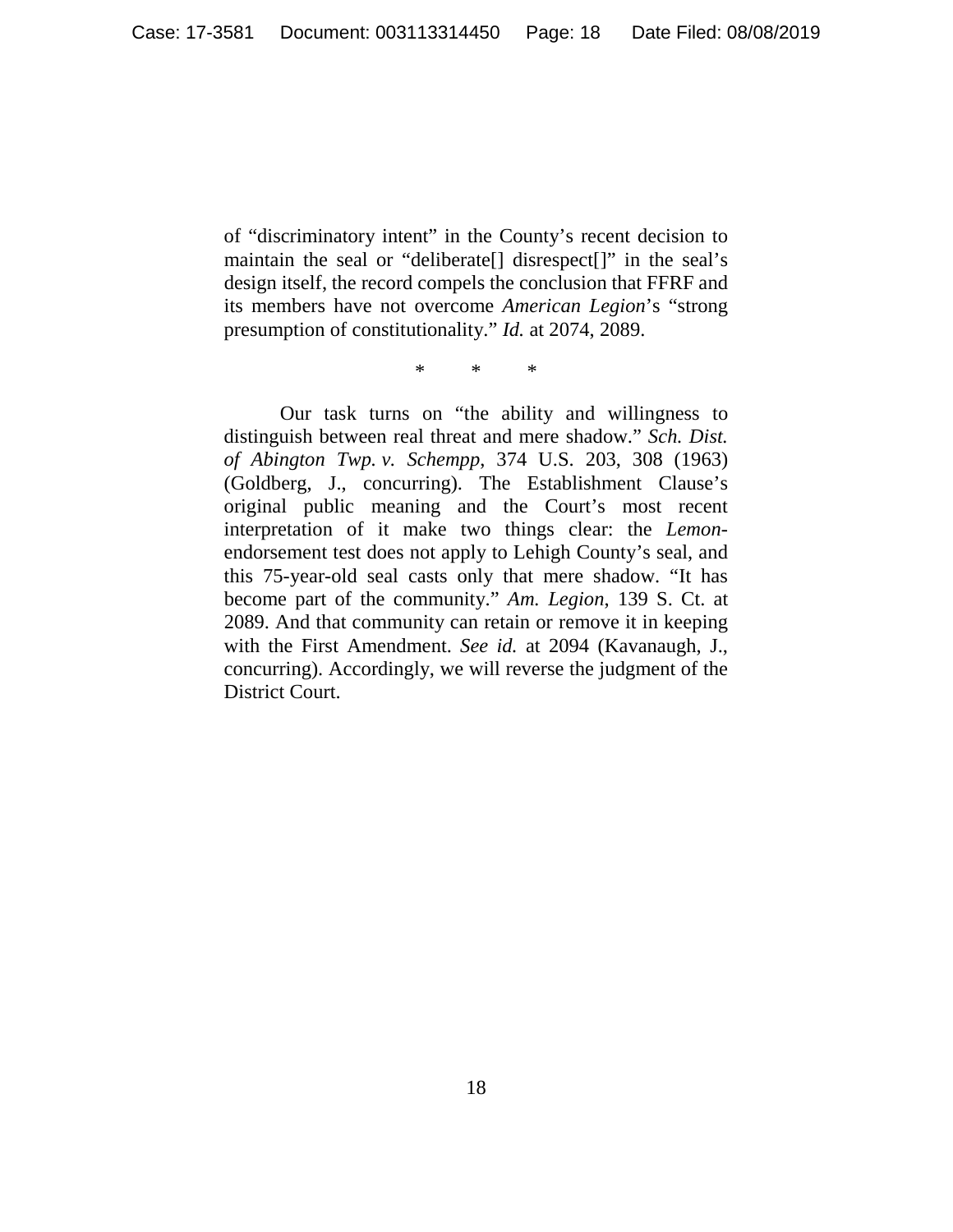of "discriminatory intent" in the County's recent decision to maintain the seal or "deliberate[] disrespect[]" in the seal's design itself, the record compels the conclusion that FFRF and its members have not overcome *American Legion*'s "strong presumption of constitutionality." *Id.* at 2074, 2089.

\* \* \*

Our task turns on "the ability and willingness to distinguish between real threat and mere shadow." *Sch. Dist. of Abington Twp. v. Schempp*, 374 U.S. 203, 308 (1963) (Goldberg, J., concurring). The Establishment Clause's original public meaning and the Court's most recent interpretation of it make two things clear: the *Lemon*-endorsement test does not apply to Lehigh County's seal, and this 75-year-old seal casts only that mere shadow. "It has become part of the community." *Am. Legion*, 139 S. Ct. at 2089. And that community can retain or remove it in keeping with the First Amendment. *See id.* at 2094 (Kavanaugh, J., concurring). Accordingly, we will reverse the judgment of the District Court.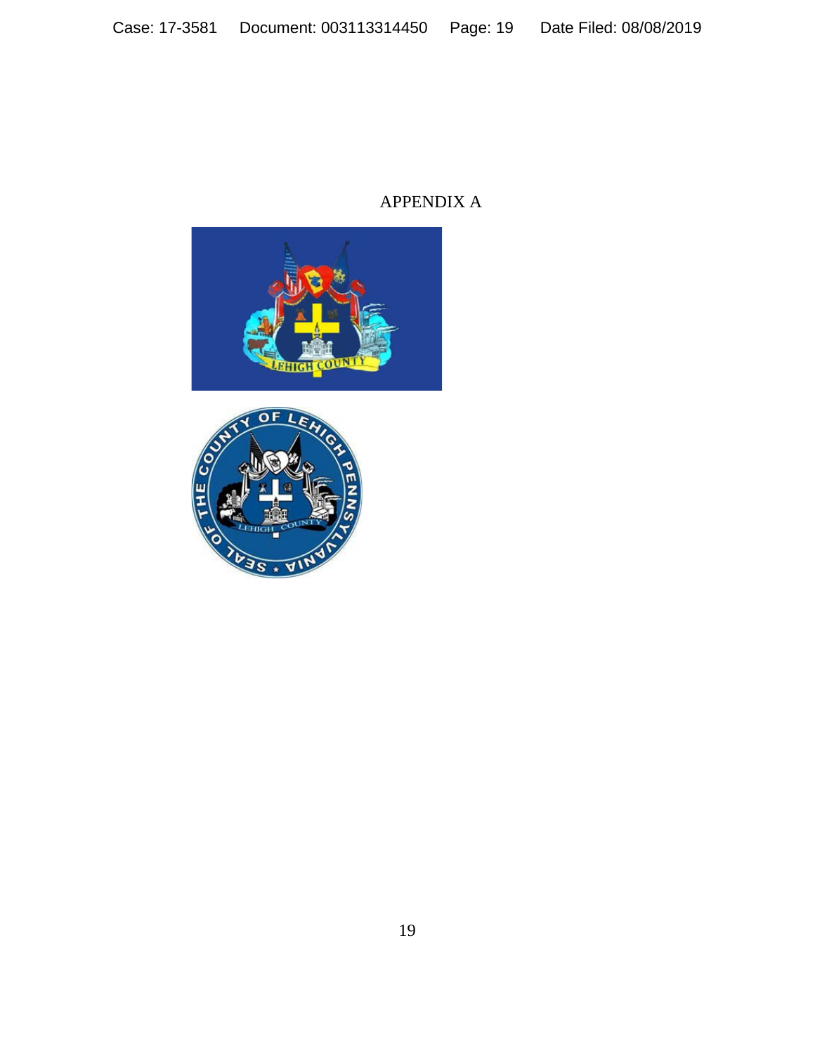APPENDIX A